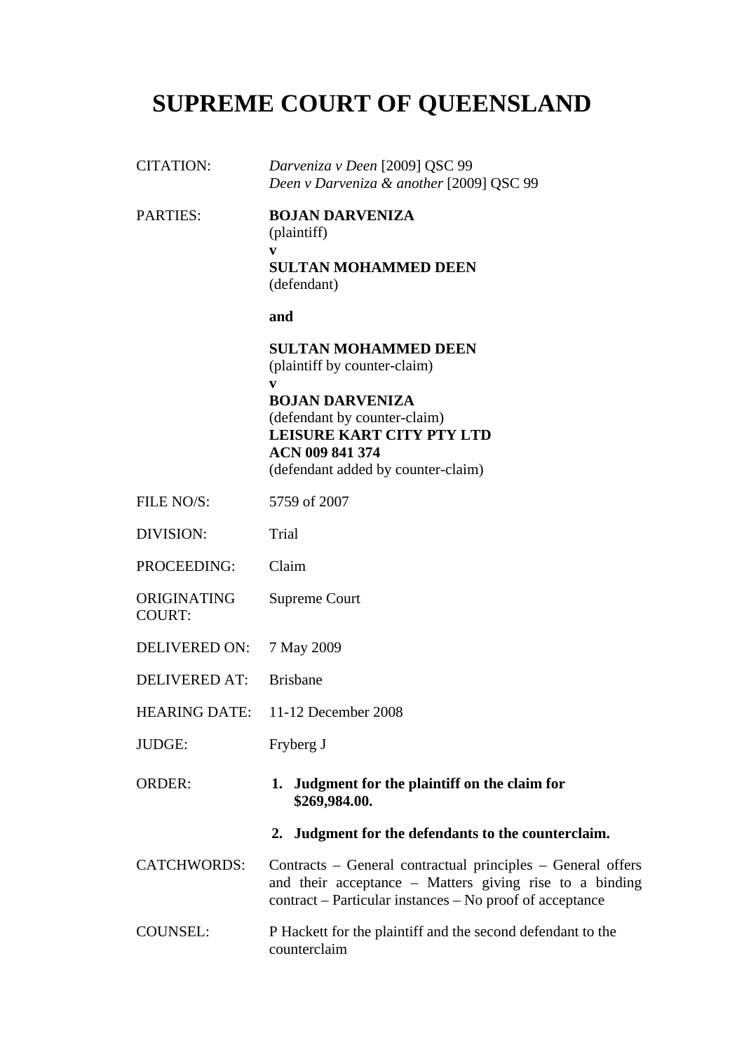# SUPREME COURT OF QUEENSLAND

| | |
|---|---|
| CITATION: | *Darveniza v Deen* [2009] QSC 99<br>*Deen v Darveniza & another* [2009] QSC 99 |
| PARTIES: | **BOJAN DARVENIZA**<br>(plaintiff)<br>**v**<br>**SULTAN MOHAMMED DEEN**<br>(defendant)<br><br>**and**<br><br>**SULTAN MOHAMMED DEEN**<br>(plaintiff by counter-claim)<br>**v**<br>**BOJAN DARVENIZA**<br>(defendant by counter-claim)<br>**LEISURE KART CITY PTY LTD**<br>**ACN 009 841 374**<br>(defendant added by counter-claim) |
| FILE NO/S: | 5759 of 2007 |
| DIVISION: | Trial |
| PROCEEDING: | Claim |
| ORIGINATING COURT: | Supreme Court |
| DELIVERED ON: | 7 May 2009 |
| DELIVERED AT: | Brisbane |
| HEARING DATE: | 11-12 December 2008 |
| JUDGE: | Fryberg J |
| ORDER: | **1. Judgment for the plaintiff on the claim for $269,984.00.**<br><br>**2. Judgment for the defendants to the counterclaim.** |
| CATCHWORDS: | Contracts – General contractual principles – General offers and their acceptance – Matters giving rise to a binding contract – Particular instances – No proof of acceptance |
| COUNSEL: | P Hackett for the plaintiff and the second defendant to the counterclaim |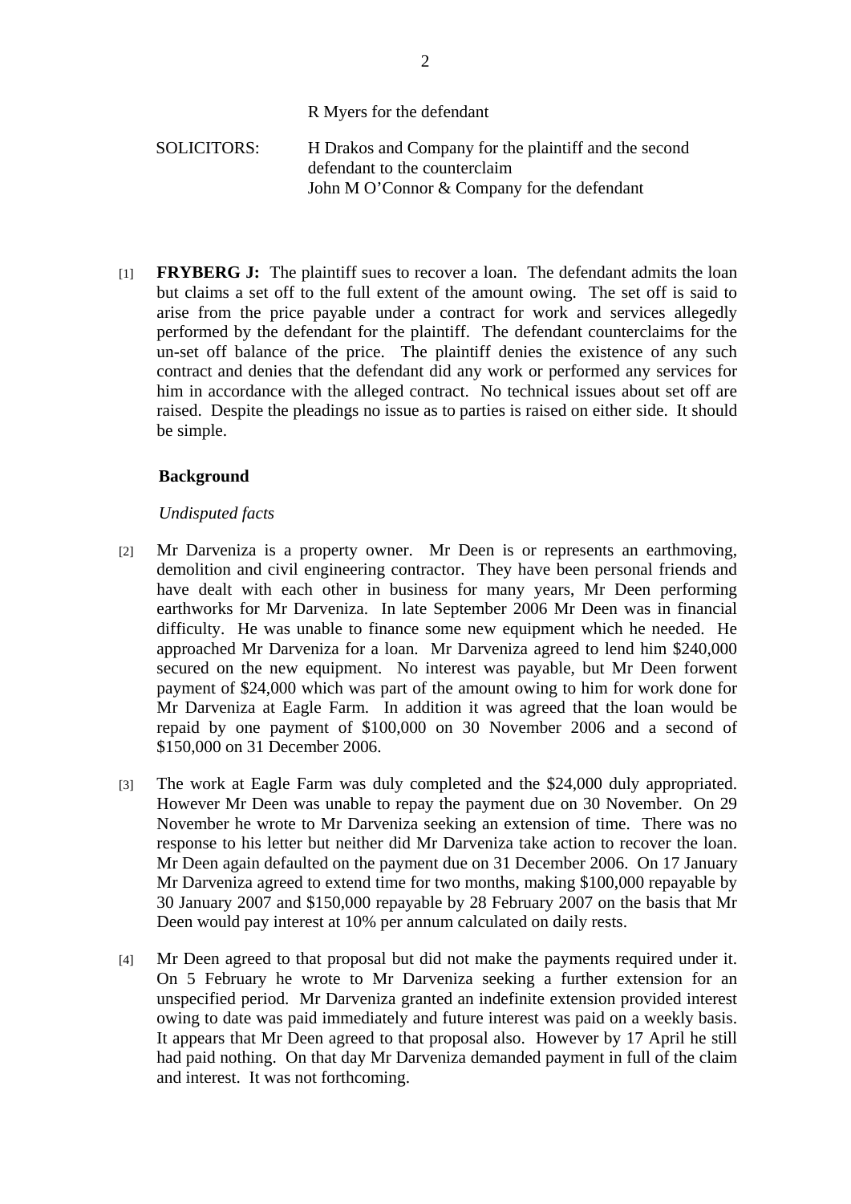R Myers for the defendant

SOLICITORS: H Drakos and Company for the plaintiff and the second defendant to the counterclaim
John M O'Connor & Company for the defendant

[1] **FRYBERG J:** The plaintiff sues to recover a loan. The defendant admits the loan but claims a set off to the full extent of the amount owing. The set off is said to arise from the price payable under a contract for work and services allegedly performed by the defendant for the plaintiff. The defendant counterclaims for the un-set off balance of the price. The plaintiff denies the existence of any such contract and denies that the defendant did any work or performed any services for him in accordance with the alleged contract. No technical issues about set off are raised. Despite the pleadings no issue as to parties is raised on either side. It should be simple.

## Background

*Undisputed facts*

[2] Mr Darveniza is a property owner. Mr Deen is or represents an earthmoving, demolition and civil engineering contractor. They have been personal friends and have dealt with each other in business for many years, Mr Deen performing earthworks for Mr Darveniza. In late September 2006 Mr Deen was in financial difficulty. He was unable to finance some new equipment which he needed. He approached Mr Darveniza for a loan. Mr Darveniza agreed to lend him $240,000 secured on the new equipment. No interest was payable, but Mr Deen forwent payment of $24,000 which was part of the amount owing to him for work done for Mr Darveniza at Eagle Farm. In addition it was agreed that the loan would be repaid by one payment of $100,000 on 30 November 2006 and a second of $150,000 on 31 December 2006.

[3] The work at Eagle Farm was duly completed and the $24,000 duly appropriated. However Mr Deen was unable to repay the payment due on 30 November. On 29 November he wrote to Mr Darveniza seeking an extension of time. There was no response to his letter but neither did Mr Darveniza take action to recover the loan. Mr Deen again defaulted on the payment due on 31 December 2006. On 17 January Mr Darveniza agreed to extend time for two months, making $100,000 repayable by 30 January 2007 and $150,000 repayable by 28 February 2007 on the basis that Mr Deen would pay interest at 10% per annum calculated on daily rests.

[4] Mr Deen agreed to that proposal but did not make the payments required under it. On 5 February he wrote to Mr Darveniza seeking a further extension for an unspecified period. Mr Darveniza granted an indefinite extension provided interest owing to date was paid immediately and future interest was paid on a weekly basis. It appears that Mr Deen agreed to that proposal also. However by 17 April he still had paid nothing. On that day Mr Darveniza demanded payment in full of the claim and interest. It was not forthcoming.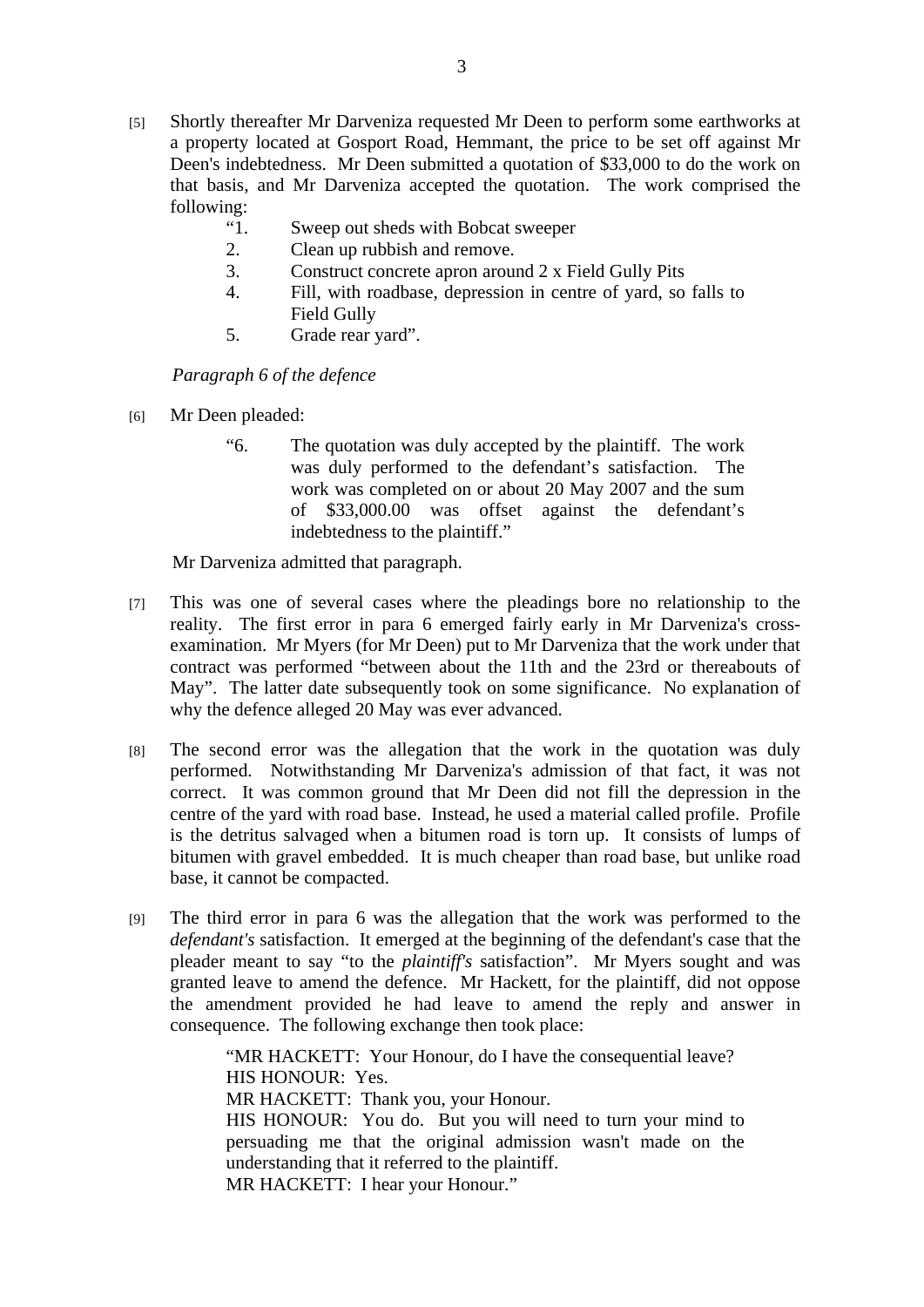[5] Shortly thereafter Mr Darveniza requested Mr Deen to perform some earthworks at a property located at Gosport Road, Hemmant, the price to be set off against Mr Deen's indebtedness. Mr Deen submitted a quotation of $33,000 to do the work on that basis, and Mr Darveniza accepted the quotation. The work comprised the following:

> "1. Sweep out sheds with Bobcat sweeper
> 2. Clean up rubbish and remove.
> 3. Construct concrete apron around 2 x Field Gully Pits
> 4. Fill, with roadbase, depression in centre of yard, so falls to Field Gully
> 5. Grade rear yard".

*Paragraph 6 of the defence*

[6] Mr Deen pleaded:

> "6. The quotation was duly accepted by the plaintiff. The work was duly performed to the defendant's satisfaction. The work was completed on or about 20 May 2007 and the sum of $33,000.00 was offset against the defendant's indebtedness to the plaintiff."

Mr Darveniza admitted that paragraph.

[7] This was one of several cases where the pleadings bore no relationship to the reality. The first error in para 6 emerged fairly early in Mr Darveniza's cross-examination. Mr Myers (for Mr Deen) put to Mr Darveniza that the work under that contract was performed "between about the 11th and the 23rd or thereabouts of May". The latter date subsequently took on some significance. No explanation of why the defence alleged 20 May was ever advanced.

[8] The second error was the allegation that the work in the quotation was duly performed. Notwithstanding Mr Darveniza's admission of that fact, it was not correct. It was common ground that Mr Deen did not fill the depression in the centre of the yard with road base. Instead, he used a material called profile. Profile is the detritus salvaged when a bitumen road is torn up. It consists of lumps of bitumen with gravel embedded. It is much cheaper than road base, but unlike road base, it cannot be compacted.

[9] The third error in para 6 was the allegation that the work was performed to the *defendant's* satisfaction. It emerged at the beginning of the defendant's case that the pleader meant to say "to the *plaintiff's* satisfaction". Mr Myers sought and was granted leave to amend the defence. Mr Hackett, for the plaintiff, did not oppose the amendment provided he had leave to amend the reply and answer in consequence. The following exchange then took place:

> "MR HACKETT: Your Honour, do I have the consequential leave?
> HIS HONOUR: Yes.
> MR HACKETT: Thank you, your Honour.
> HIS HONOUR: You do. But you will need to turn your mind to persuading me that the original admission wasn't made on the understanding that it referred to the plaintiff.
> MR HACKETT: I hear your Honour."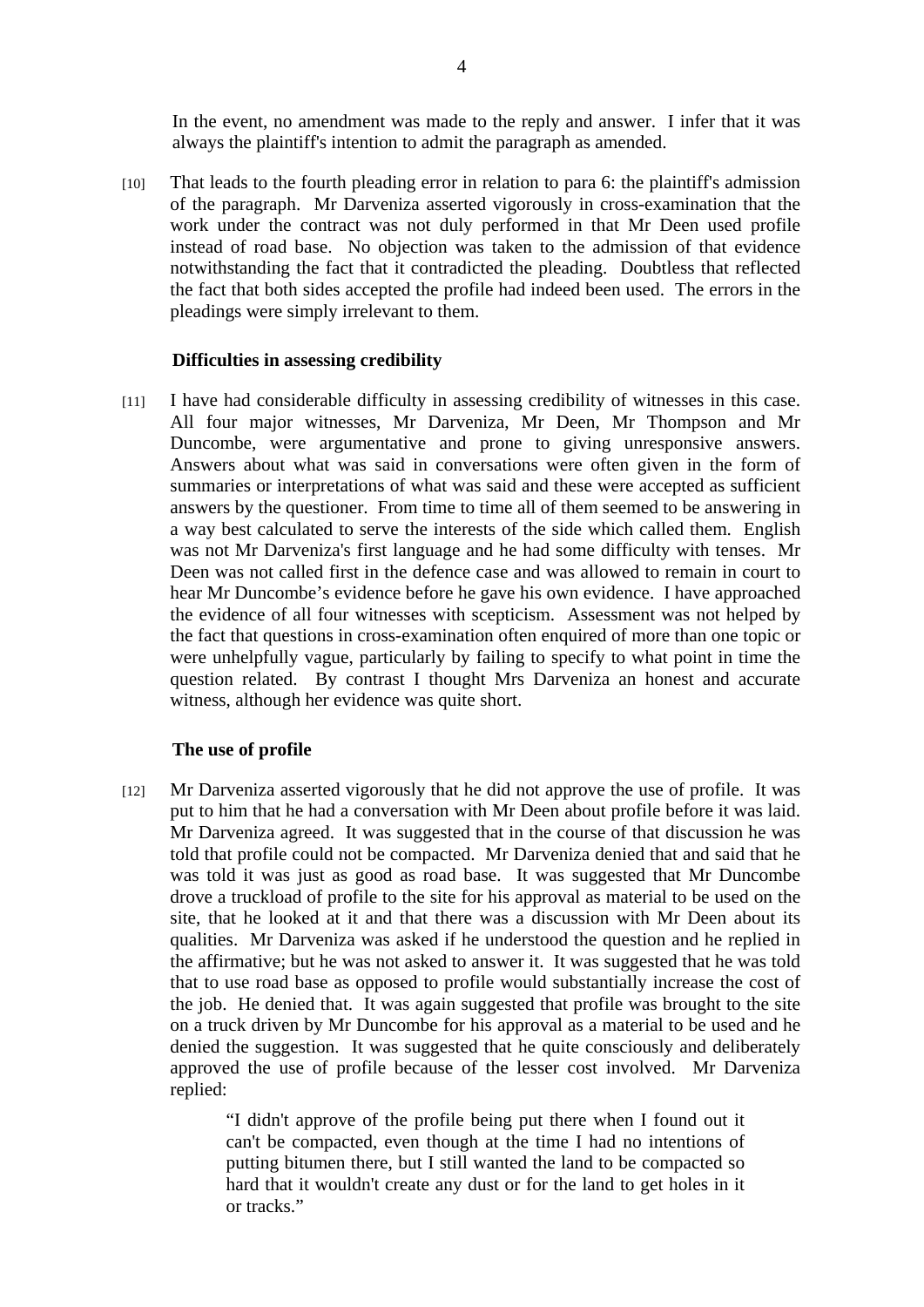In the event, no amendment was made to the reply and answer. I infer that it was always the plaintiff's intention to admit the paragraph as amended.

[10] That leads to the fourth pleading error in relation to para 6: the plaintiff's admission of the paragraph. Mr Darveniza asserted vigorously in cross-examination that the work under the contract was not duly performed in that Mr Deen used profile instead of road base. No objection was taken to the admission of that evidence notwithstanding the fact that it contradicted the pleading. Doubtless that reflected the fact that both sides accepted the profile had indeed been used. The errors in the pleadings were simply irrelevant to them.

### Difficulties in assessing credibility

[11] I have had considerable difficulty in assessing credibility of witnesses in this case. All four major witnesses, Mr Darveniza, Mr Deen, Mr Thompson and Mr Duncombe, were argumentative and prone to giving unresponsive answers. Answers about what was said in conversations were often given in the form of summaries or interpretations of what was said and these were accepted as sufficient answers by the questioner. From time to time all of them seemed to be answering in a way best calculated to serve the interests of the side which called them. English was not Mr Darveniza's first language and he had some difficulty with tenses. Mr Deen was not called first in the defence case and was allowed to remain in court to hear Mr Duncombe's evidence before he gave his own evidence. I have approached the evidence of all four witnesses with scepticism. Assessment was not helped by the fact that questions in cross-examination often enquired of more than one topic or were unhelpfully vague, particularly by failing to specify to what point in time the question related. By contrast I thought Mrs Darveniza an honest and accurate witness, although her evidence was quite short.

### The use of profile

[12] Mr Darveniza asserted vigorously that he did not approve the use of profile. It was put to him that he had a conversation with Mr Deen about profile before it was laid. Mr Darveniza agreed. It was suggested that in the course of that discussion he was told that profile could not be compacted. Mr Darveniza denied that and said that he was told it was just as good as road base. It was suggested that Mr Duncombe drove a truckload of profile to the site for his approval as material to be used on the site, that he looked at it and that there was a discussion with Mr Deen about its qualities. Mr Darveniza was asked if he understood the question and he replied in the affirmative; but he was not asked to answer it. It was suggested that he was told that to use road base as opposed to profile would substantially increase the cost of the job. He denied that. It was again suggested that profile was brought to the site on a truck driven by Mr Duncombe for his approval as a material to be used and he denied the suggestion. It was suggested that he quite consciously and deliberately approved the use of profile because of the lesser cost involved. Mr Darveniza replied:

> "I didn't approve of the profile being put there when I found out it can't be compacted, even though at the time I had no intentions of putting bitumen there, but I still wanted the land to be compacted so hard that it wouldn't create any dust or for the land to get holes in it or tracks."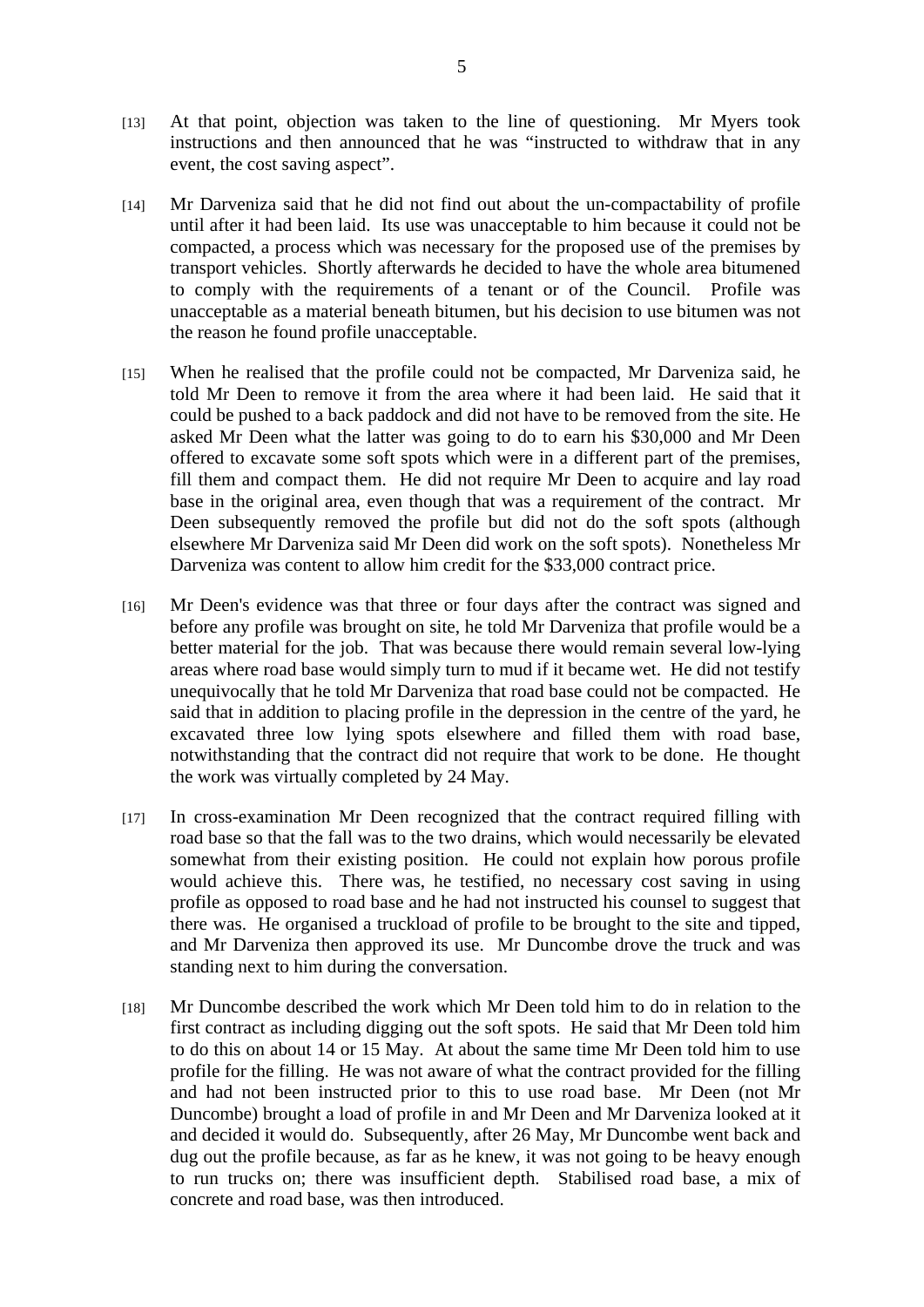[13] At that point, objection was taken to the line of questioning. Mr Myers took instructions and then announced that he was "instructed to withdraw that in any event, the cost saving aspect".

[14] Mr Darveniza said that he did not find out about the un-compactability of profile until after it had been laid. Its use was unacceptable to him because it could not be compacted, a process which was necessary for the proposed use of the premises by transport vehicles. Shortly afterwards he decided to have the whole area bitumened to comply with the requirements of a tenant or of the Council. Profile was unacceptable as a material beneath bitumen, but his decision to use bitumen was not the reason he found profile unacceptable.

[15] When he realised that the profile could not be compacted, Mr Darveniza said, he told Mr Deen to remove it from the area where it had been laid. He said that it could be pushed to a back paddock and did not have to be removed from the site. He asked Mr Deen what the latter was going to do to earn his $30,000 and Mr Deen offered to excavate some soft spots which were in a different part of the premises, fill them and compact them. He did not require Mr Deen to acquire and lay road base in the original area, even though that was a requirement of the contract. Mr Deen subsequently removed the profile but did not do the soft spots (although elsewhere Mr Darveniza said Mr Deen did work on the soft spots). Nonetheless Mr Darveniza was content to allow him credit for the $33,000 contract price.

[16] Mr Deen's evidence was that three or four days after the contract was signed and before any profile was brought on site, he told Mr Darveniza that profile would be a better material for the job. That was because there would remain several low-lying areas where road base would simply turn to mud if it became wet. He did not testify unequivocally that he told Mr Darveniza that road base could not be compacted. He said that in addition to placing profile in the depression in the centre of the yard, he excavated three low lying spots elsewhere and filled them with road base, notwithstanding that the contract did not require that work to be done. He thought the work was virtually completed by 24 May.

[17] In cross-examination Mr Deen recognized that the contract required filling with road base so that the fall was to the two drains, which would necessarily be elevated somewhat from their existing position. He could not explain how porous profile would achieve this. There was, he testified, no necessary cost saving in using profile as opposed to road base and he had not instructed his counsel to suggest that there was. He organised a truckload of profile to be brought to the site and tipped, and Mr Darveniza then approved its use. Mr Duncombe drove the truck and was standing next to him during the conversation.

[18] Mr Duncombe described the work which Mr Deen told him to do in relation to the first contract as including digging out the soft spots. He said that Mr Deen told him to do this on about 14 or 15 May. At about the same time Mr Deen told him to use profile for the filling. He was not aware of what the contract provided for the filling and had not been instructed prior to this to use road base. Mr Deen (not Mr Duncombe) brought a load of profile in and Mr Deen and Mr Darveniza looked at it and decided it would do. Subsequently, after 26 May, Mr Duncombe went back and dug out the profile because, as far as he knew, it was not going to be heavy enough to run trucks on; there was insufficient depth. Stabilised road base, a mix of concrete and road base, was then introduced.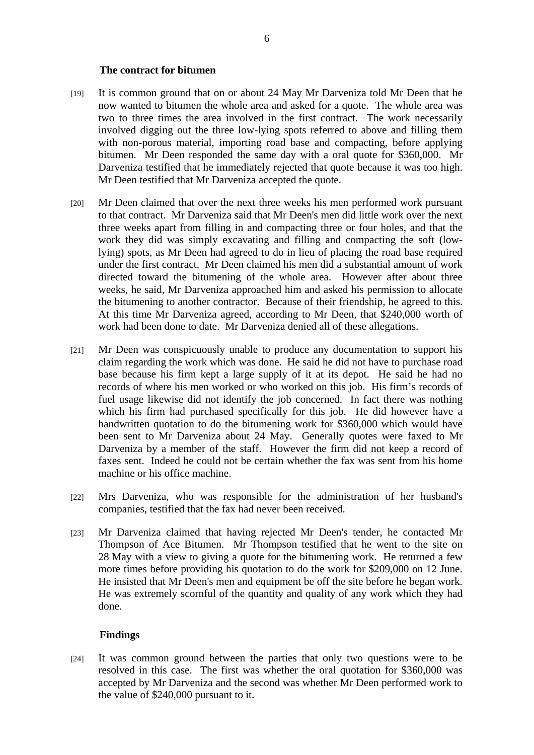### The contract for bitumen

[19] It is common ground that on or about 24 May Mr Darveniza told Mr Deen that he now wanted to bitumen the whole area and asked for a quote. The whole area was two to three times the area involved in the first contract. The work necessarily involved digging out the three low-lying spots referred to above and filling them with non-porous material, importing road base and compacting, before applying bitumen. Mr Deen responded the same day with a oral quote for $360,000. Mr Darveniza testified that he immediately rejected that quote because it was too high. Mr Deen testified that Mr Darveniza accepted the quote.

[20] Mr Deen claimed that over the next three weeks his men performed work pursuant to that contract. Mr Darveniza said that Mr Deen's men did little work over the next three weeks apart from filling in and compacting three or four holes, and that the work they did was simply excavating and filling and compacting the soft (low-lying) spots, as Mr Deen had agreed to do in lieu of placing the road base required under the first contract. Mr Deen claimed his men did a substantial amount of work directed toward the bitumening of the whole area. However after about three weeks, he said, Mr Darveniza approached him and asked his permission to allocate the bitumening to another contractor. Because of their friendship, he agreed to this. At this time Mr Darveniza agreed, according to Mr Deen, that $240,000 worth of work had been done to date. Mr Darveniza denied all of these allegations.

[21] Mr Deen was conspicuously unable to produce any documentation to support his claim regarding the work which was done. He said he did not have to purchase road base because his firm kept a large supply of it at its depot. He said he had no records of where his men worked or who worked on this job. His firm's records of fuel usage likewise did not identify the job concerned. In fact there was nothing which his firm had purchased specifically for this job. He did however have a handwritten quotation to do the bitumening work for $360,000 which would have been sent to Mr Darveniza about 24 May. Generally quotes were faxed to Mr Darveniza by a member of the staff. However the firm did not keep a record of faxes sent. Indeed he could not be certain whether the fax was sent from his home machine or his office machine.

[22] Mrs Darveniza, who was responsible for the administration of her husband's companies, testified that the fax had never been received.

[23] Mr Darveniza claimed that having rejected Mr Deen's tender, he contacted Mr Thompson of Ace Bitumen. Mr Thompson testified that he went to the site on 28 May with a view to giving a quote for the bitumening work. He returned a few more times before providing his quotation to do the work for $209,000 on 12 June. He insisted that Mr Deen's men and equipment be off the site before he began work. He was extremely scornful of the quantity and quality of any work which they had done.

### Findings

[24] It was common ground between the parties that only two questions were to be resolved in this case. The first was whether the oral quotation for $360,000 was accepted by Mr Darveniza and the second was whether Mr Deen performed work to the value of $240,000 pursuant to it.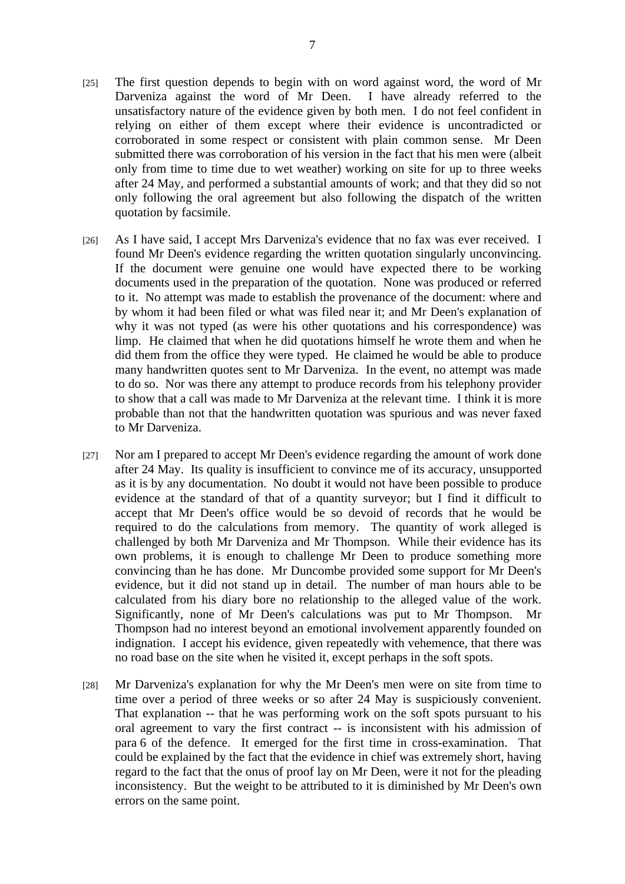[25] The first question depends to begin with on word against word, the word of Mr Darveniza against the word of Mr Deen. I have already referred to the unsatisfactory nature of the evidence given by both men. I do not feel confident in relying on either of them except where their evidence is uncontradicted or corroborated in some respect or consistent with plain common sense. Mr Deen submitted there was corroboration of his version in the fact that his men were (albeit only from time to time due to wet weather) working on site for up to three weeks after 24 May, and performed a substantial amounts of work; and that they did so not only following the oral agreement but also following the dispatch of the written quotation by facsimile.

[26] As I have said, I accept Mrs Darveniza's evidence that no fax was ever received. I found Mr Deen's evidence regarding the written quotation singularly unconvincing. If the document were genuine one would have expected there to be working documents used in the preparation of the quotation. None was produced or referred to it. No attempt was made to establish the provenance of the document: where and by whom it had been filed or what was filed near it; and Mr Deen's explanation of why it was not typed (as were his other quotations and his correspondence) was limp. He claimed that when he did quotations himself he wrote them and when he did them from the office they were typed. He claimed he would be able to produce many handwritten quotes sent to Mr Darveniza. In the event, no attempt was made to do so. Nor was there any attempt to produce records from his telephony provider to show that a call was made to Mr Darveniza at the relevant time. I think it is more probable than not that the handwritten quotation was spurious and was never faxed to Mr Darveniza.

[27] Nor am I prepared to accept Mr Deen's evidence regarding the amount of work done after 24 May. Its quality is insufficient to convince me of its accuracy, unsupported as it is by any documentation. No doubt it would not have been possible to produce evidence at the standard of that of a quantity surveyor; but I find it difficult to accept that Mr Deen's office would be so devoid of records that he would be required to do the calculations from memory. The quantity of work alleged is challenged by both Mr Darveniza and Mr Thompson. While their evidence has its own problems, it is enough to challenge Mr Deen to produce something more convincing than he has done. Mr Duncombe provided some support for Mr Deen's evidence, but it did not stand up in detail. The number of man hours able to be calculated from his diary bore no relationship to the alleged value of the work. Significantly, none of Mr Deen's calculations was put to Mr Thompson. Mr Thompson had no interest beyond an emotional involvement apparently founded on indignation. I accept his evidence, given repeatedly with vehemence, that there was no road base on the site when he visited it, except perhaps in the soft spots.

[28] Mr Darveniza's explanation for why the Mr Deen's men were on site from time to time over a period of three weeks or so after 24 May is suspiciously convenient. That explanation -- that he was performing work on the soft spots pursuant to his oral agreement to vary the first contract -- is inconsistent with his admission of para 6 of the defence. It emerged for the first time in cross-examination. That could be explained by the fact that the evidence in chief was extremely short, having regard to the fact that the onus of proof lay on Mr Deen, were it not for the pleading inconsistency. But the weight to be attributed to it is diminished by Mr Deen's own errors on the same point.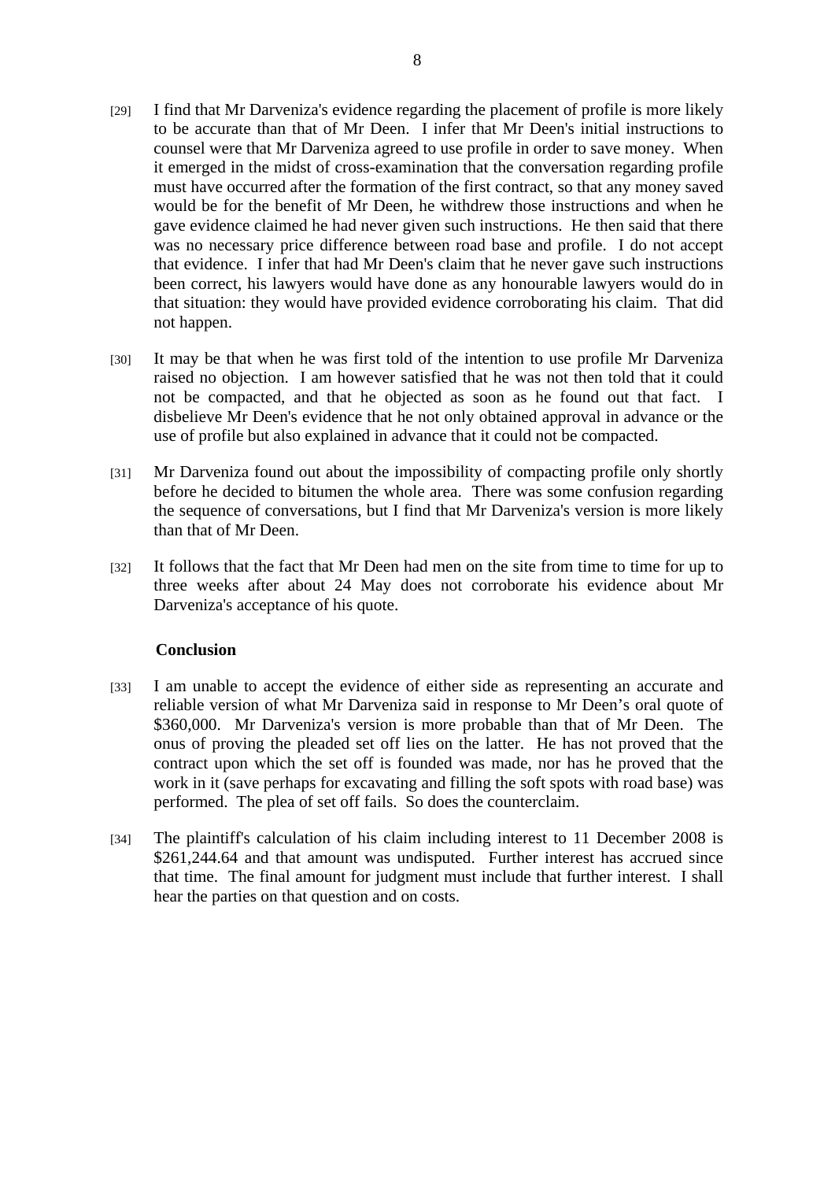[29] I find that Mr Darveniza's evidence regarding the placement of profile is more likely to be accurate than that of Mr Deen. I infer that Mr Deen's initial instructions to counsel were that Mr Darveniza agreed to use profile in order to save money. When it emerged in the midst of cross-examination that the conversation regarding profile must have occurred after the formation of the first contract, so that any money saved would be for the benefit of Mr Deen, he withdrew those instructions and when he gave evidence claimed he had never given such instructions. He then said that there was no necessary price difference between road base and profile. I do not accept that evidence. I infer that had Mr Deen's claim that he never gave such instructions been correct, his lawyers would have done as any honourable lawyers would do in that situation: they would have provided evidence corroborating his claim. That did not happen.

[30] It may be that when he was first told of the intention to use profile Mr Darveniza raised no objection. I am however satisfied that he was not then told that it could not be compacted, and that he objected as soon as he found out that fact. I disbelieve Mr Deen's evidence that he not only obtained approval in advance or the use of profile but also explained in advance that it could not be compacted.

[31] Mr Darveniza found out about the impossibility of compacting profile only shortly before he decided to bitumen the whole area. There was some confusion regarding the sequence of conversations, but I find that Mr Darveniza's version is more likely than that of Mr Deen.

[32] It follows that the fact that Mr Deen had men on the site from time to time for up to three weeks after about 24 May does not corroborate his evidence about Mr Darveniza's acceptance of his quote.

## Conclusion

[33] I am unable to accept the evidence of either side as representing an accurate and reliable version of what Mr Darveniza said in response to Mr Deen's oral quote of $360,000. Mr Darveniza's version is more probable than that of Mr Deen. The onus of proving the pleaded set off lies on the latter. He has not proved that the contract upon which the set off is founded was made, nor has he proved that the work in it (save perhaps for excavating and filling the soft spots with road base) was performed. The plea of set off fails. So does the counterclaim.

[34] The plaintiff's calculation of his claim including interest to 11 December 2008 is $261,244.64 and that amount was undisputed. Further interest has accrued since that time. The final amount for judgment must include that further interest. I shall hear the parties on that question and on costs.